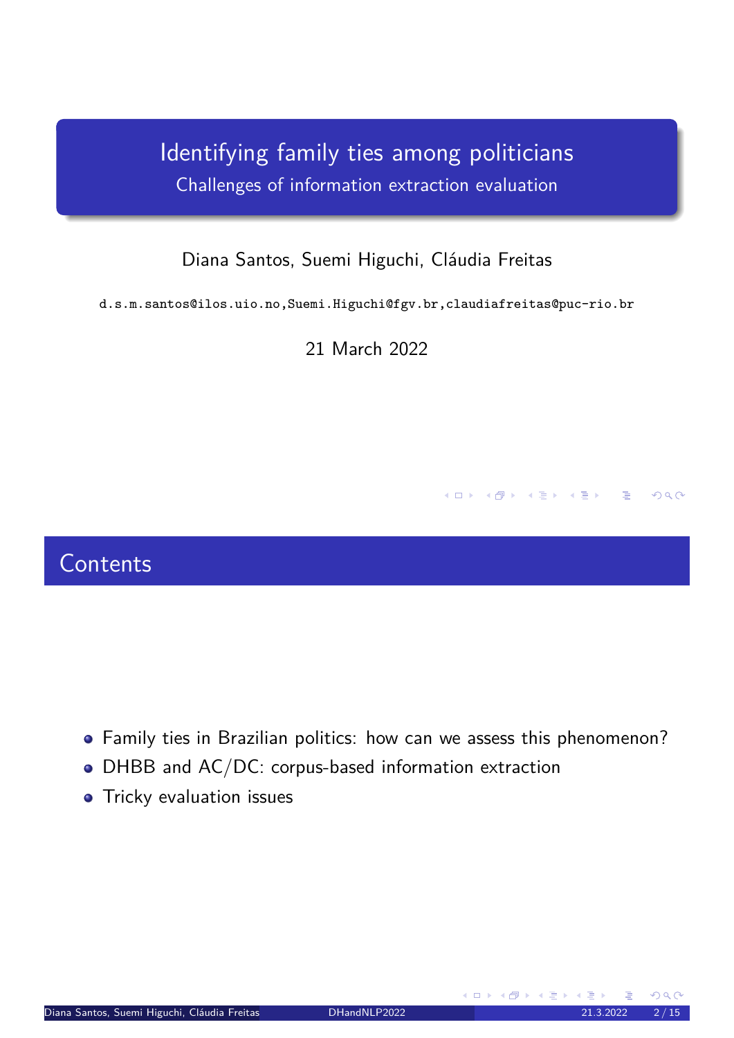# Identifying family ties among politicians

## Challenges of information extraction evaluation

Diana Santos, Suemi Higuchi, Cláudia Freitas

d.s.m.santos@ilos.uio.no, Suemi.Higuchi@fgv.br, claudiafreitas@puc-rio.br

21 March 2022

## Contents

- Family ties in Brazilian politics: how can we assess this phenomenon?
- DHBB and AC/DC: corpus-based information extraction
- Tricky evaluation issues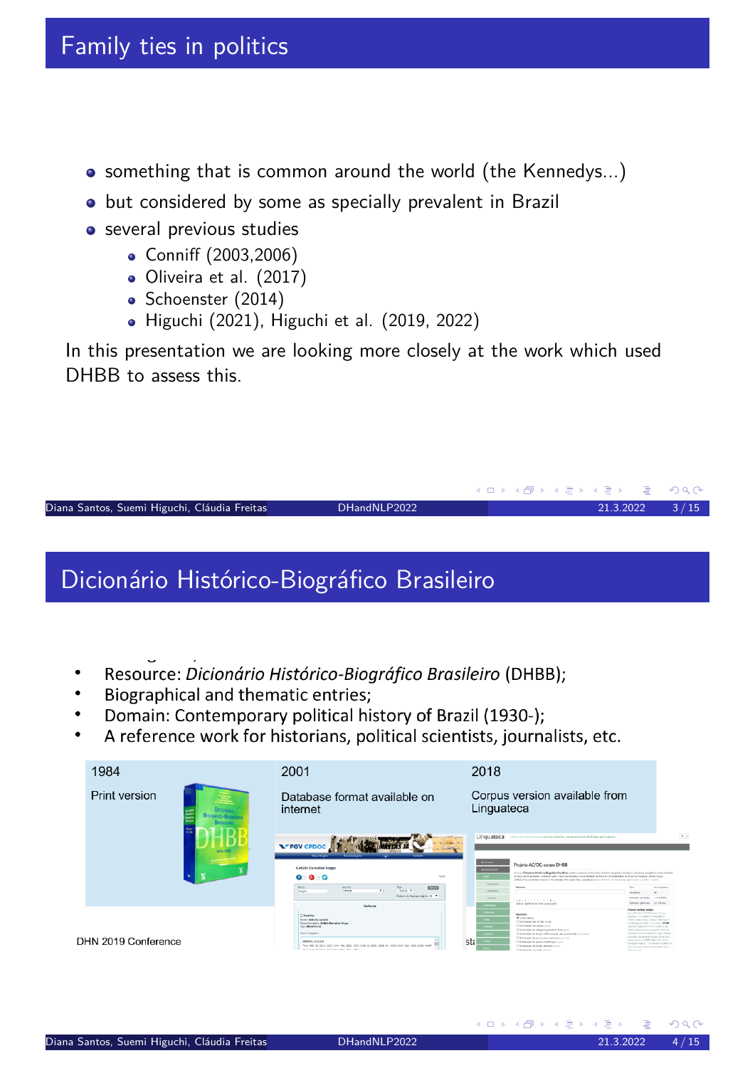## Family ties in politics

- something that is common around the world (the Kennedys...)
- but considered by some as specially prevalent in Brazil
- several previous studies
  - Conniff (2003,2006)
  - Oliveira et al. (2017)
  - Schoenster (2014)
  - Higuchi (2021), Higuchi et al. (2019, 2022)

In this presentation we are looking more closely at the work which used DHBB to assess this.

## Dicionário Histórico-Biográfico Brasileiro

- Resource: *Dicionário Histórico-Biográfico Brasileiro* (DHBB);
- Biographical and thematic entries;
- Domain: Contemporary political history of Brazil (1930-);
- A reference work for historians, political scientists, journalists, etc.

| 1984 | 2001 | 2018 |
| --- | --- | --- |
| Print version | Database format available on internet | Corpus version available from Linguateca |

DHN 2019 Conference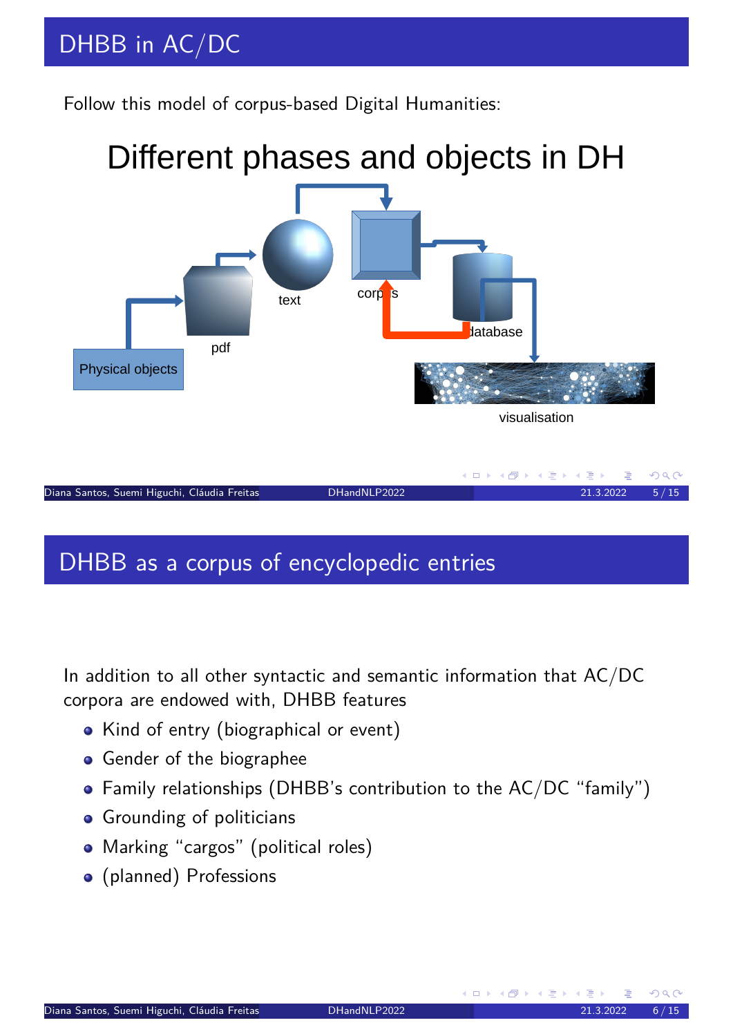## DHBB in AC/DC

Follow this model of corpus-based Digital Humanities:

### Different phases and objects in DH

Physical objects → pdf → text → corpus → database → visualisation

## DHBB as a corpus of encyclopedic entries

In addition to all other syntactic and semantic information that AC/DC corpora are endowed with, DHBB features

- Kind of entry (biographical or event)
- Gender of the biographee
- Family relationships (DHBB's contribution to the AC/DC "family")
- Grounding of politicians
- Marking "cargos" (political roles)
- (planned) Professions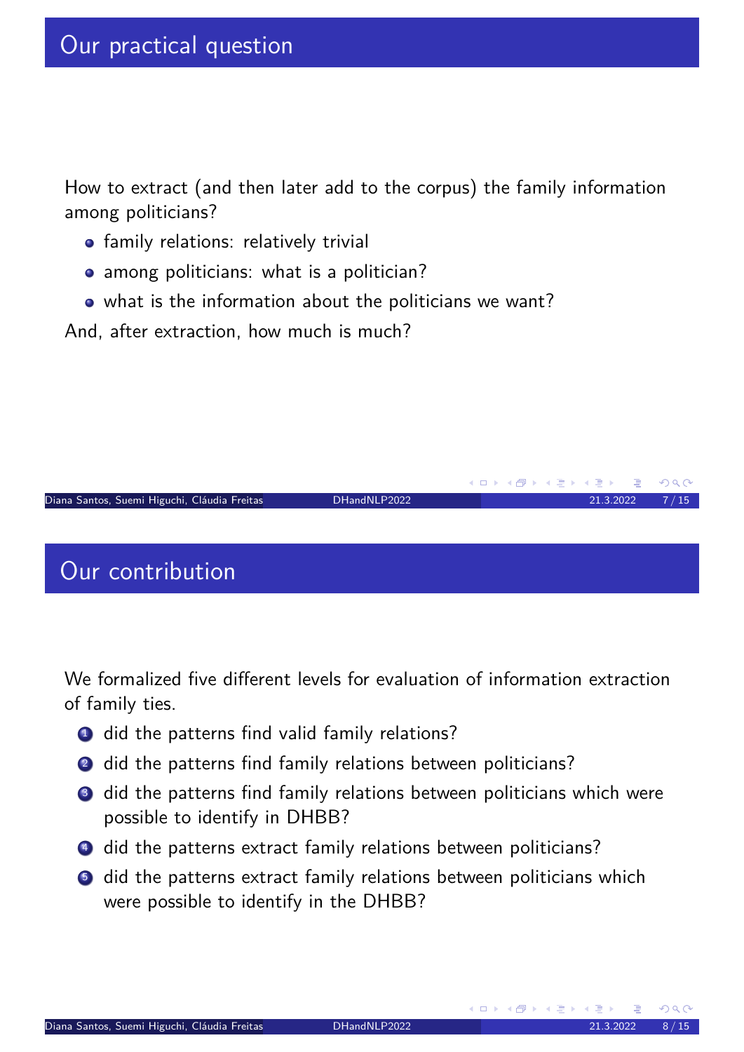# Our practical question

How to extract (and then later add to the corpus) the family information among politicians?

- family relations: relatively trivial
- among politicians: what is a politician?
- what is the information about the politicians we want?

And, after extraction, how much is much?

# Our contribution

We formalized five different levels for evaluation of information extraction of family ties.

1. did the patterns find valid family relations?
2. did the patterns find family relations between politicians?
3. did the patterns find family relations between politicians which were possible to identify in DHBB?
4. did the patterns extract family relations between politicians?
5. did the patterns extract family relations between politicians which were possible to identify in the DHBB?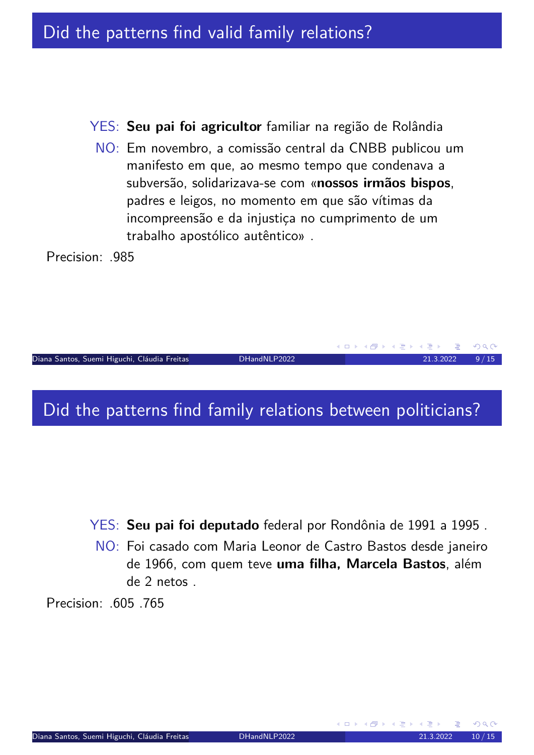# Did the patterns find valid family relations?

- YES: **Seu pai foi agricultor** familiar na região de Rolândia
- NO: Em novembro, a comissão central da CNBB publicou um manifesto em que, ao mesmo tempo que condenava a subversão, solidarizava-se com «**nossos irmãos bispos**, padres e leigos, no momento em que são vítimas da incompreensão e da injustiça no cumprimento de um trabalho apostólico autêntico» .

Precision: .985

# Did the patterns find family relations between politicians?

- YES: **Seu pai foi deputado** federal por Rondônia de 1991 a 1995 .
- NO: Foi casado com Maria Leonor de Castro Bastos desde janeiro de 1966, com quem teve **uma filha, Marcela Bastos**, além de 2 netos .

Precision: .605 .765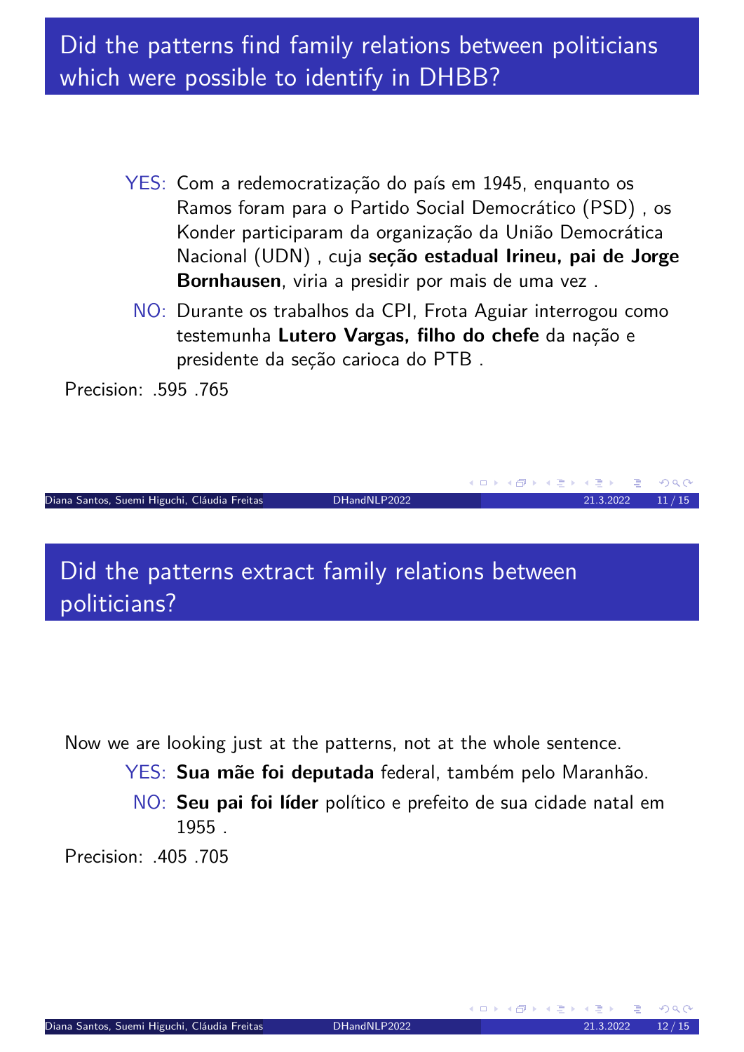## Did the patterns find family relations between politicians which were possible to identify in DHBB?

- YES: Com a redemocratização do país em 1945, enquanto os Ramos foram para o Partido Social Democrático (PSD) , os Konder participaram da organização da União Democrática Nacional (UDN) , cuja **seção estadual Irineu, pai de Jorge Bornhausen**, viria a presidir por mais de uma vez .
- NO: Durante os trabalhos da CPI, Frota Aguiar interrogou como testemunha **Lutero Vargas, filho do chefe** da nação e presidente da seção carioca do PTB .

Precision: .595 .765

## Did the patterns extract family relations between politicians?

Now we are looking just at the patterns, not at the whole sentence.

- YES: **Sua mãe foi deputada** federal, também pelo Maranhão.
- NO: **Seu pai foi líder** político e prefeito de sua cidade natal em 1955 .

Precision: .405 .705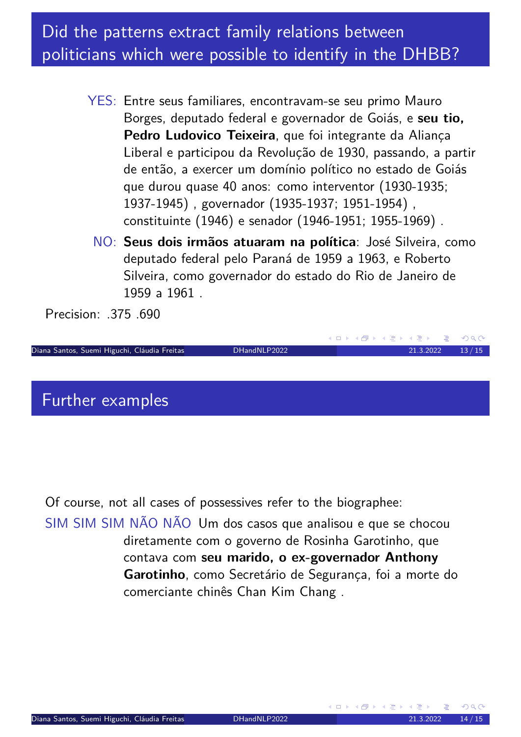## Did the patterns extract family relations between politicians which were possible to identify in the DHBB?

YES: Entre seus familiares, encontravam-se seu primo Mauro Borges, deputado federal e governador de Goiás, e **seu tio, Pedro Ludovico Teixeira**, que foi integrante da Aliança Liberal e participou da Revolução de 1930, passando, a partir de então, a exercer um domínio político no estado de Goiás que durou quase 40 anos: como interventor (1930-1935; 1937-1945) , governador (1935-1937; 1951-1954) , constituinte (1946) e senador (1946-1951; 1955-1969) .

NO: **Seus dois irmãos atuaram na política**: José Silveira, como deputado federal pelo Paraná de 1959 a 1963, e Roberto Silveira, como governador do estado do Rio de Janeiro de 1959 a 1961 .

Precision: .375 .690

## Further examples

Of course, not all cases of possessives refer to the biographee:

SIM SIM SIM NÃO NÃO Um dos casos que analisou e que se chocou diretamente com o governo de Rosinha Garotinho, que contava com **seu marido, o ex-governador Anthony Garotinho**, como Secretário de Segurança, foi a morte do comerciante chinês Chan Kim Chang .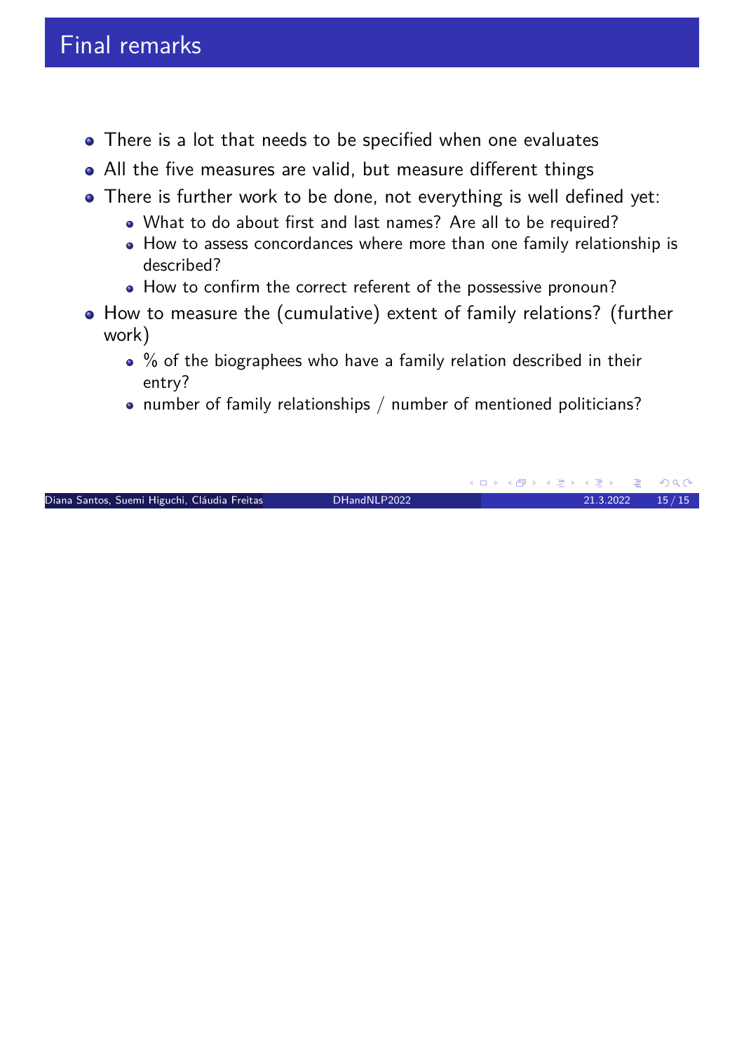# Final remarks

- There is a lot that needs to be specified when one evaluates
- All the five measures are valid, but measure different things
- There is further work to be done, not everything is well defined yet:
  - What to do about first and last names? Are all to be required?
  - How to assess concordances where more than one family relationship is described?
  - How to confirm the correct referent of the possessive pronoun?
- How to measure the (cumulative) extent of family relations? (further work)
  - % of the biographees who have a family relation described in their entry?
  - number of family relationships / number of mentioned politicians?